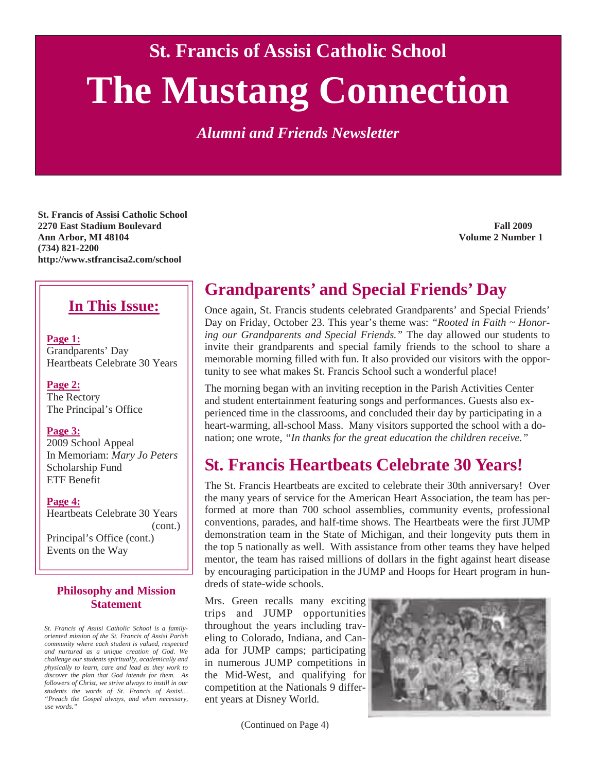# St. Francis of Assisi Catholic School

# The Mustang Connection

*Alumni and Friends Newsletter*

**St. Francis of Assisi Catholic School**
**2270 East Stadium Boulevard**
**Ann Arbor, MI 48104**
**(734) 821-2200**
**http://www.stfrancisa2.com/school**

**Fall 2009**
**Volume 2 Number 1**

## In This Issue:

**Page 1:**
Grandparents' Day
Heartbeats Celebrate 30 Years

**Page 2:**
The Rectory
The Principal's Office

**Page 3:**
2009 School Appeal
In Memoriam: *Mary Jo Peters*
Scholarship Fund
ETF Benefit

**Page 4:**
Heartbeats Celebrate 30 Years (cont.)
Principal's Office (cont.)
Events on the Way

### Philosophy and Mission Statement

*St. Francis of Assisi Catholic School is a family-oriented mission of the St. Francis of Assisi Parish community where each student is valued, respected and nurtured as a unique creation of God. We challenge our students spiritually, academically and physically to learn, care and lead as they work to discover the plan that God intends for them. As followers of Christ, we strive always to instill in our students the words of St. Francis of Assisi… "Preach the Gospel always, and when necessary, use words."*

## Grandparents' and Special Friends' Day

Once again, St. Francis students celebrated Grandparents' and Special Friends' Day on Friday, October 23. This year's theme was: *"Rooted in Faith ~ Honoring our Grandparents and Special Friends."* The day allowed our students to invite their grandparents and special family friends to the school to share a memorable morning filled with fun. It also provided our visitors with the opportunity to see what makes St. Francis School such a wonderful place!

The morning began with an inviting reception in the Parish Activities Center and student entertainment featuring songs and performances. Guests also experienced time in the classrooms, and concluded their day by participating in a heart-warming, all-school Mass. Many visitors supported the school with a donation; one wrote, *"In thanks for the great education the children receive."*

## St. Francis Heartbeats Celebrate 30 Years!

The St. Francis Heartbeats are excited to celebrate their 30th anniversary! Over the many years of service for the American Heart Association, the team has performed at more than 700 school assemblies, community events, professional conventions, parades, and half-time shows. The Heartbeats were the first JUMP demonstration team in the State of Michigan, and their longevity puts them in the top 5 nationally as well. With assistance from other teams they have helped mentor, the team has raised millions of dollars in the fight against heart disease by encouraging participation in the JUMP and Hoops for Heart program in hundreds of state-wide schools.

Mrs. Green recalls many exciting trips and JUMP opportunities throughout the years including traveling to Colorado, Indiana, and Canada for JUMP camps; participating in numerous JUMP competitions in the Mid-West, and qualifying for competition at the Nationals 9 different years at Disney World.

(Continued on Page 4)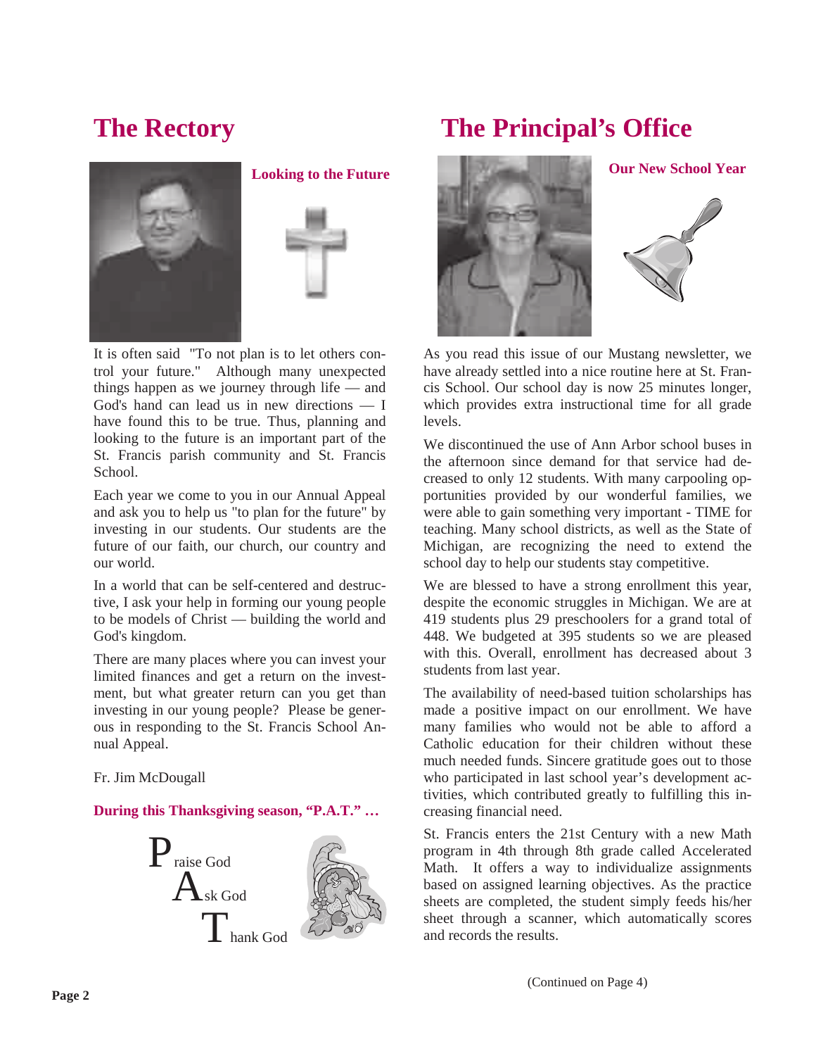## The Rectory

### Looking to the Future

It is often said "To not plan is to let others control your future." Although many unexpected things happen as we journey through life — and God's hand can lead us in new directions — I have found this to be true. Thus, planning and looking to the future is an important part of the St. Francis parish community and St. Francis School.

Each year we come to you in our Annual Appeal and ask you to help us "to plan for the future" by investing in our students. Our students are the future of our faith, our church, our country and our world.

In a world that can be self-centered and destructive, I ask your help in forming our young people to be models of Christ — building the world and God's kingdom.

There are many places where you can invest your limited finances and get a return on the investment, but what greater return can you get than investing in our young people? Please be generous in responding to the St. Francis School Annual Appeal.

Fr. Jim McDougall

**During this Thanksgiving season, "P.A.T." …**

**P**raise God
**A**sk God
**T**hank God

## The Principal's Office

### Our New School Year

As you read this issue of our Mustang newsletter, we have already settled into a nice routine here at St. Francis School. Our school day is now 25 minutes longer, which provides extra instructional time for all grade levels.

We discontinued the use of Ann Arbor school buses in the afternoon since demand for that service had decreased to only 12 students. With many carpooling opportunities provided by our wonderful families, we were able to gain something very important - TIME for teaching. Many school districts, as well as the State of Michigan, are recognizing the need to extend the school day to help our students stay competitive.

We are blessed to have a strong enrollment this year, despite the economic struggles in Michigan. We are at 419 students plus 29 preschoolers for a grand total of 448. We budgeted at 395 students so we are pleased with this. Overall, enrollment has decreased about 3 students from last year.

The availability of need-based tuition scholarships has made a positive impact on our enrollment. We have many families who would not be able to afford a Catholic education for their children without these much needed funds. Sincere gratitude goes out to those who participated in last school year's development activities, which contributed greatly to fulfilling this increasing financial need.

St. Francis enters the 21st Century with a new Math program in 4th through 8th grade called Accelerated Math. It offers a way to individualize assignments based on assigned learning objectives. As the practice sheets are completed, the student simply feeds his/her sheet through a scanner, which automatically scores and records the results.

(Continued on Page 4)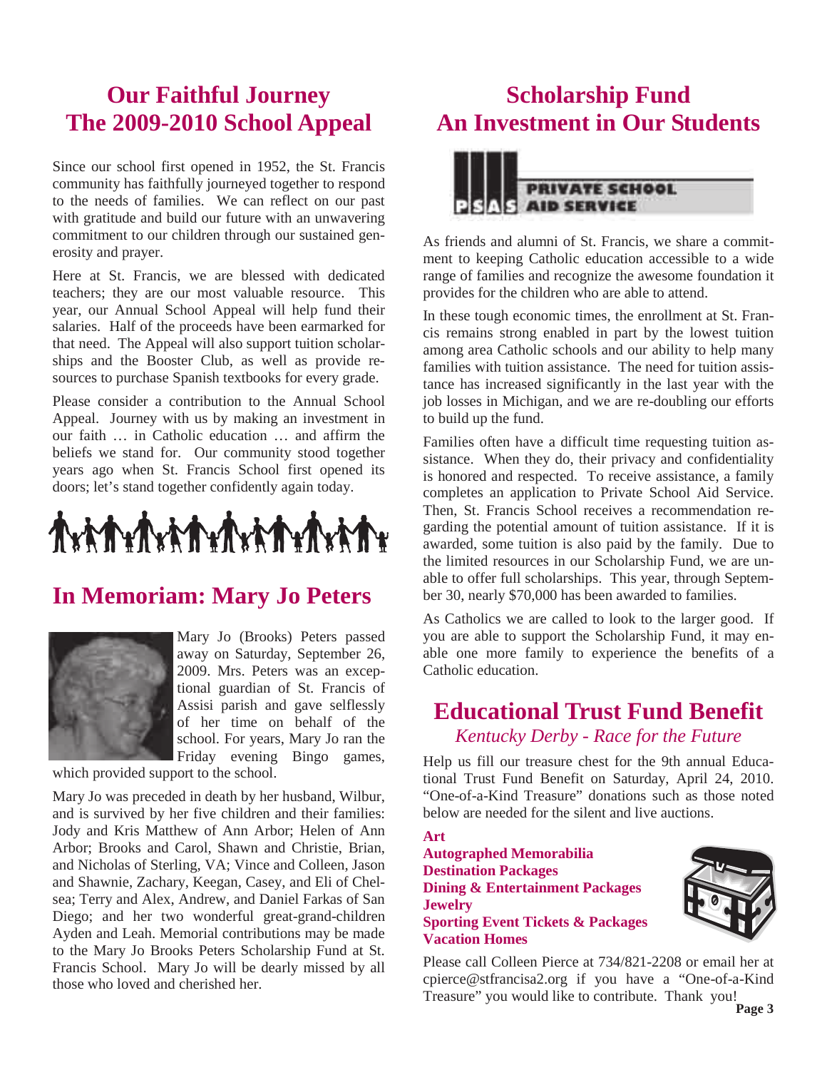# Our Faithful Journey
# The 2009-2010 School Appeal

Since our school first opened in 1952, the St. Francis community has faithfully journeyed together to respond to the needs of families. We can reflect on our past with gratitude and build our future with an unwavering commitment to our children through our sustained generosity and prayer.

Here at St. Francis, we are blessed with dedicated teachers; they are our most valuable resource. This year, our Annual School Appeal will help fund their salaries. Half of the proceeds have been earmarked for that need. The Appeal will also support tuition scholarships and the Booster Club, as well as provide resources to purchase Spanish textbooks for every grade.

Please consider a contribution to the Annual School Appeal. Journey with us by making an investment in our faith … in Catholic education … and affirm the beliefs we stand for. Our community stood together years ago when St. Francis School first opened its doors; let's stand together confidently again today.

## In Memoriam: Mary Jo Peters

Mary Jo (Brooks) Peters passed away on Saturday, September 26, 2009. Mrs. Peters was an exceptional guardian of St. Francis of Assisi parish and gave selflessly of her time on behalf of the school. For years, Mary Jo ran the Friday evening Bingo games, which provided support to the school.

Mary Jo was preceded in death by her husband, Wilbur, and is survived by her five children and their families: Jody and Kris Matthew of Ann Arbor; Helen of Ann Arbor; Brooks and Carol, Shawn and Christie, Brian, and Nicholas of Sterling, VA; Vince and Colleen, Jason and Shawnie, Zachary, Keegan, Casey, and Eli of Chelsea; Terry and Alex, Andrew, and Daniel Farkas of San Diego; and her two wonderful great-grand-children Ayden and Leah. Memorial contributions may be made to the Mary Jo Brooks Peters Scholarship Fund at St. Francis School. Mary Jo will be dearly missed by all those who loved and cherished her.

# Scholarship Fund
# An Investment in Our Students

PSAS PRIVATE SCHOOL AID SERVICE

As friends and alumni of St. Francis, we share a commitment to keeping Catholic education accessible to a wide range of families and recognize the awesome foundation it provides for the children who are able to attend.

In these tough economic times, the enrollment at St. Francis remains strong enabled in part by the lowest tuition among area Catholic schools and our ability to help many families with tuition assistance. The need for tuition assistance has increased significantly in the last year with the job losses in Michigan, and we are re-doubling our efforts to build up the fund.

Families often have a difficult time requesting tuition assistance. When they do, their privacy and confidentiality is honored and respected. To receive assistance, a family completes an application to Private School Aid Service. Then, St. Francis School receives a recommendation regarding the potential amount of tuition assistance. If it is awarded, some tuition is also paid by the family. Due to the limited resources in our Scholarship Fund, we are unable to offer full scholarships. This year, through September 30, nearly $70,000 has been awarded to families.

As Catholics we are called to look to the larger good. If you are able to support the Scholarship Fund, it may enable one more family to experience the benefits of a Catholic education.

## Educational Trust Fund Benefit

*Kentucky Derby - Race for the Future*

Help us fill our treasure chest for the 9th annual Educational Trust Fund Benefit on Saturday, April 24, 2010. "One-of-a-Kind Treasure" donations such as those noted below are needed for the silent and live auctions.

**Art**
**Autographed Memorabilia**
**Destination Packages**
**Dining & Entertainment Packages**
**Jewelry**
**Sporting Event Tickets & Packages**
**Vacation Homes**

Please call Colleen Pierce at 734/821-2208 or email her at cpierce@stfrancisa2.org if you have a "One-of-a-Kind Treasure" you would like to contribute. Thank you!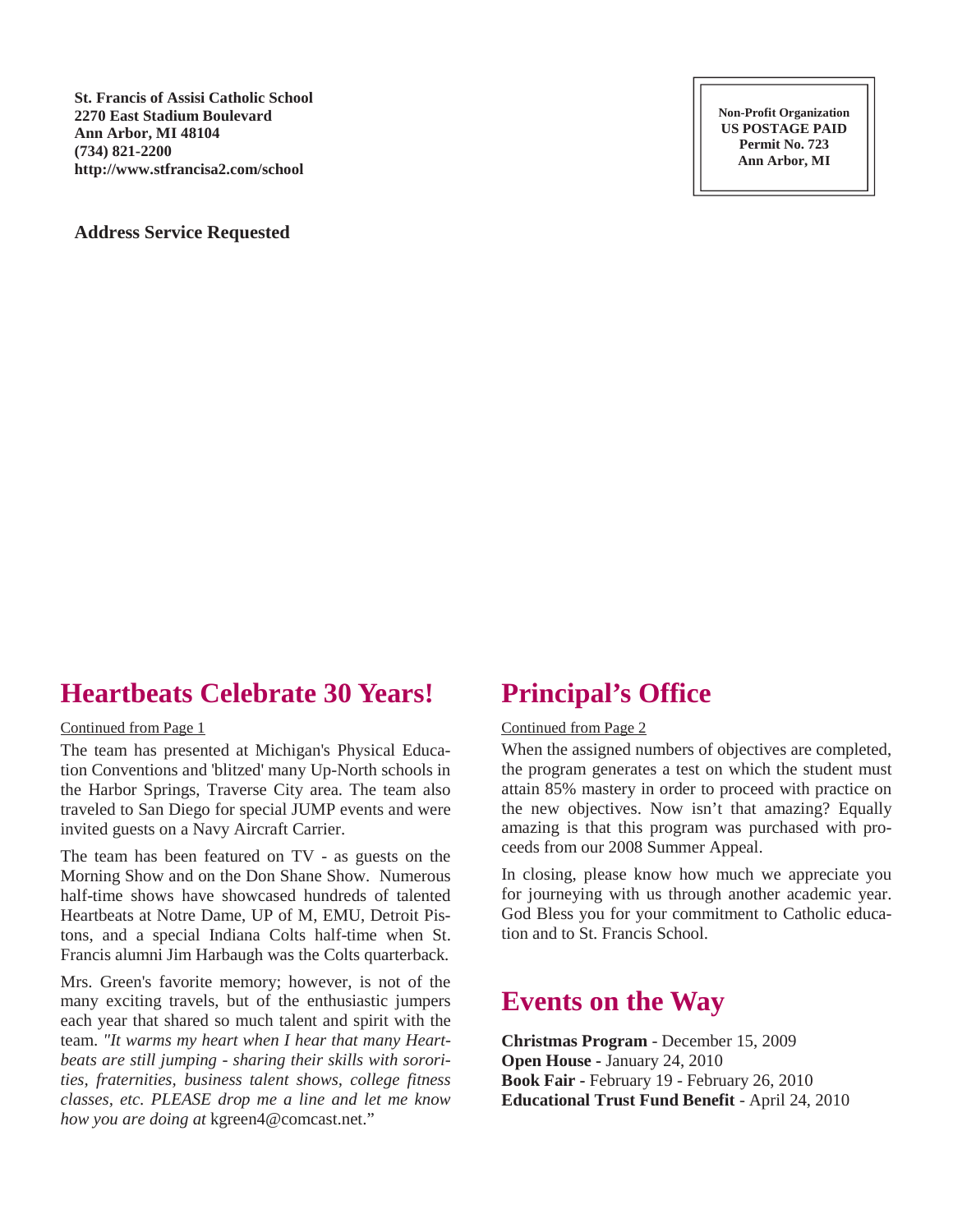**St. Francis of Assisi Catholic School**
**2270 East Stadium Boulevard**
**Ann Arbor, MI 48104**
**(734) 821-2200**
**http://www.stfrancisa2.com/school**

**Address Service Requested**

**Non-Profit Organization**
**US POSTAGE PAID**
**Permit No. 723**
**Ann Arbor, MI**

## Heartbeats Celebrate 30 Years!

Continued from Page 1

The team has presented at Michigan's Physical Education Conventions and 'blitzed' many Up-North schools in the Harbor Springs, Traverse City area. The team also traveled to San Diego for special JUMP events and were invited guests on a Navy Aircraft Carrier.

The team has been featured on TV - as guests on the Morning Show and on the Don Shane Show. Numerous half-time shows have showcased hundreds of talented Heartbeats at Notre Dame, UP of M, EMU, Detroit Pistons, and a special Indiana Colts half-time when St. Francis alumni Jim Harbaugh was the Colts quarterback.

Mrs. Green's favorite memory; however, is not of the many exciting travels, but of the enthusiastic jumpers each year that shared so much talent and spirit with the team. *"It warms my heart when I hear that many Heartbeats are still jumping - sharing their skills with sororities, fraternities, business talent shows, college fitness classes, etc. PLEASE drop me a line and let me know how you are doing at* kgreen4@comcast.net."

## Principal's Office

Continued from Page 2

When the assigned numbers of objectives are completed, the program generates a test on which the student must attain 85% mastery in order to proceed with practice on the new objectives. Now isn't that amazing? Equally amazing is that this program was purchased with proceeds from our 2008 Summer Appeal.

In closing, please know how much we appreciate you for journeying with us through another academic year. God Bless you for your commitment to Catholic education and to St. Francis School.

## Events on the Way

**Christmas Program** - December 15, 2009
**Open House** - January 24, 2010
**Book Fair -** February 19 - February 26, 2010
**Educational Trust Fund Benefit** - April 24, 2010